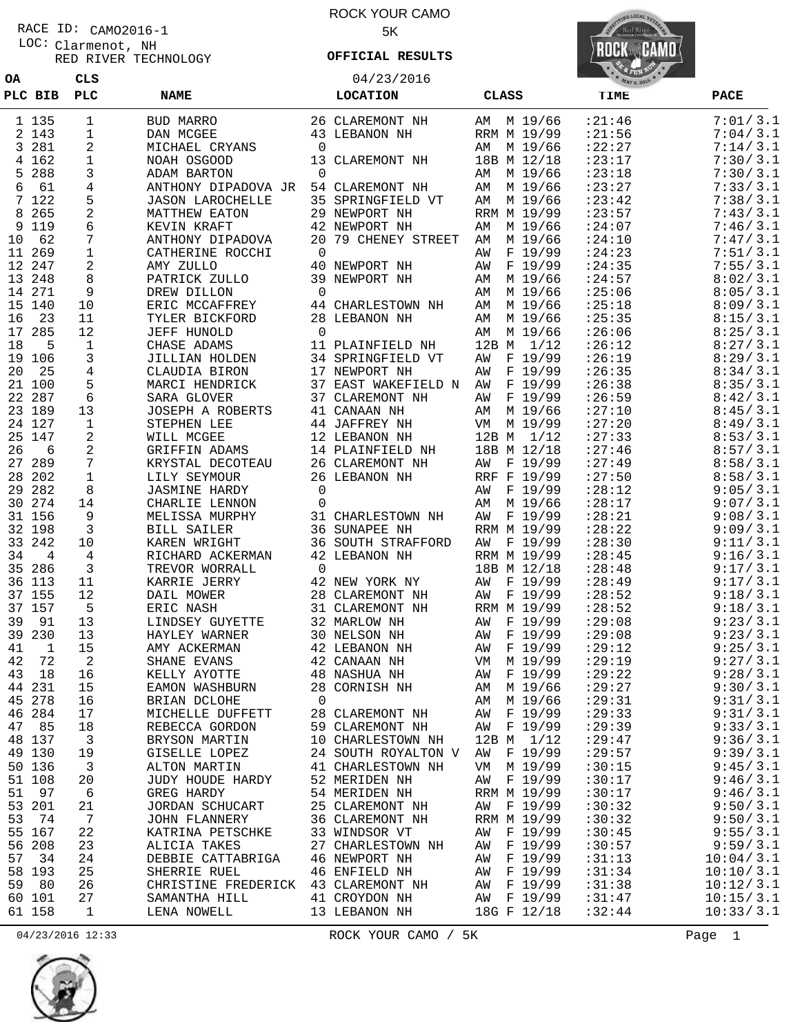RACE ID: CAMO2016-1
LOC: Clarmenot, NH
RED RIVER TECHNOLOGY

# ROCK YOUR CAMO
## 5K
### OFFICIAL RESULTS
04/23/2016

| OA PLC | BIB | CLS PLC | NAME | LOCATION | CLASS | TIME | PACE |
|---|---|---|---|---|---|---|---|
| 1 | 135 | 1 | BUD MARRO | 26 CLAREMONT NH | AM M 19/66 | :21:46 | 7:01/ 3.1 |
| 2 | 143 | 1 | DAN MCGEE | 43 LEBANON NH | RRM M 19/99 | :21:56 | 7:04/ 3.1 |
| 3 | 281 | 2 | MICHAEL CRYANS | 0 | AM M 19/66 | :22:27 | 7:14/ 3.1 |
| 4 | 162 | 1 | NOAH OSGOOD | 13 CLAREMONT NH | 18B M 12/18 | :23:17 | 7:30/ 3.1 |
| 5 | 288 | 3 | ADAM BARTON | 0 | AM M 19/66 | :23:18 | 7:30/ 3.1 |
| 6 | 61 | 4 | ANTHONY DIPADOVA JR | 54 CLAREMONT NH | AM M 19/66 | :23:27 | 7:33/ 3.1 |
| 7 | 122 | 5 | JASON LAROCHELLE | 35 SPRINGFIELD VT | AM M 19/66 | :23:42 | 7:38/ 3.1 |
| 8 | 265 | 2 | MATTHEW EATON | 29 NEWPORT NH | RRM M 19/99 | :23:57 | 7:43/ 3.1 |
| 9 | 119 | 6 | KEVIN KRAFT | 42 NEWPORT NH | AM M 19/66 | :24:07 | 7:46/ 3.1 |
| 10 | 62 | 7 | ANTHONY DIPADOVA | 20 79 CHENEY STREET | AM M 19/66 | :24:10 | 7:47/ 3.1 |
| 11 | 269 | 1 | CATHERINE ROCCHI | 0 | AW F 19/99 | :24:23 | 7:51/ 3.1 |
| 12 | 247 | 2 | AMY ZULLO | 40 NEWPORT NH | AW F 19/99 | :24:35 | 7:55/ 3.1 |
| 13 | 248 | 8 | PATRICK ZULLO | 39 NEWPORT NH | AM M 19/66 | :24:57 | 8:02/ 3.1 |
| 14 | 271 | 9 | DREW DILLON | 0 | AM M 19/66 | :25:06 | 8:05/ 3.1 |
| 15 | 140 | 10 | ERIC MCCAFFREY | 44 CHARLESTOWN NH | AM M 19/66 | :25:18 | 8:09/ 3.1 |
| 16 | 23 | 11 | TYLER BICKFORD | 28 LEBANON NH | AM M 19/66 | :25:35 | 8:15/ 3.1 |
| 17 | 285 | 12 | JEFF HUNOLD | 0 | AM M 19/66 | :26:06 | 8:25/ 3.1 |
| 18 | 5 | 1 | CHASE ADAMS | 11 PLAINFIELD NH | 12B M 1/12 | :26:12 | 8:27/ 3.1 |
| 19 | 106 | 3 | JILLIAN HOLDEN | 34 SPRINGFIELD VT | AW F 19/99 | :26:19 | 8:29/ 3.1 |
| 20 | 25 | 4 | CLAUDIA BIRON | 17 NEWPORT NH | AW F 19/99 | :26:35 | 8:34/ 3.1 |
| 21 | 100 | 5 | MARCI HENDRICK | 37 EAST WAKEFIELD N | AW F 19/99 | :26:38 | 8:35/ 3.1 |
| 22 | 287 | 6 | SARA GLOVER | 37 CLAREMONT NH | AW F 19/99 | :26:59 | 8:42/ 3.1 |
| 23 | 189 | 13 | JOSEPH A ROBERTS | 41 CANAAN NH | AM M 19/66 | :27:10 | 8:45/ 3.1 |
| 24 | 127 | 1 | STEPHEN LEE | 44 JAFFREY NH | VM M 19/99 | :27:20 | 8:49/ 3.1 |
| 25 | 147 | 2 | WILL MCGEE | 12 LEBANON NH | 12B M 1/12 | :27:33 | 8:53/ 3.1 |
| 26 | 6 | 2 | GRIFFIN ADAMS | 14 PLAINFIELD NH | 18B M 12/18 | :27:46 | 8:57/ 3.1 |
| 27 | 289 | 7 | KRYSTAL DECOTEAU | 26 CLAREMONT NH | AW F 19/99 | :27:49 | 8:58/ 3.1 |
| 28 | 202 | 1 | LILY SEYMOUR | 26 LEBANON NH | RRF F 19/99 | :27:50 | 8:58/ 3.1 |
| 29 | 282 | 8 | JASMINE HARDY | 0 | AW F 19/99 | :28:12 | 9:05/ 3.1 |
| 30 | 274 | 14 | CHARLIE LENNON | 0 | AM M 19/66 | :28:17 | 9:07/ 3.1 |
| 31 | 156 | 9 | MELISSA MURPHY | 31 CHARLESTOWN NH | AW F 19/99 | :28:21 | 9:08/ 3.1 |
| 32 | 198 | 3 | BILL SAILER | 36 SUNAPEE NH | RRM M 19/99 | :28:22 | 9:09/ 3.1 |
| 33 | 242 | 10 | KAREN WRIGHT | 36 SOUTH STRAFFORD | AW F 19/99 | :28:30 | 9:11/ 3.1 |
| 34 | 4 | 4 | RICHARD ACKERMAN | 42 LEBANON NH | RRM M 19/99 | :28:45 | 9:16/ 3.1 |
| 35 | 286 | 3 | TREVOR WORRALL | 0 | 18B M 12/18 | :28:48 | 9:17/ 3.1 |
| 36 | 113 | 11 | KARRIE JERRY | 42 NEW YORK NY | AW F 19/99 | :28:49 | 9:17/ 3.1 |
| 37 | 155 | 12 | DAIL MOWER | 28 CLAREMONT NH | AW F 19/99 | :28:52 | 9:18/ 3.1 |
| 37 | 157 | 5 | ERIC NASH | 31 CLAREMONT NH | RRM M 19/99 | :28:52 | 9:18/ 3.1 |
| 39 | 91 | 13 | LINDSEY GUYETTE | 32 MARLOW NH | AW F 19/99 | :29:08 | 9:23/ 3.1 |
| 39 | 230 | 13 | HAYLEY WARNER | 30 NELSON NH | AW F 19/99 | :29:08 | 9:23/ 3.1 |
| 41 | 1 | 15 | AMY ACKERMAN | 42 LEBANON NH | AW F 19/99 | :29:12 | 9:25/ 3.1 |
| 42 | 72 | 2 | SHANE EVANS | 42 CANAAN NH | VM M 19/99 | :29:19 | 9:27/ 3.1 |
| 43 | 18 | 16 | KELLY AYOTTE | 48 NASHUA NH | AW F 19/99 | :29:22 | 9:28/ 3.1 |
| 44 | 231 | 15 | EAMON WASHBURN | 28 CORNISH NH | AM M 19/66 | :29:27 | 9:30/ 3.1 |
| 45 | 278 | 16 | BRIAN DCLOHE | 0 | AM M 19/66 | :29:31 | 9:31/ 3.1 |
| 46 | 284 | 17 | MICHELLE DUFFETT | 28 CLAREMONT NH | AW F 19/99 | :29:33 | 9:31/ 3.1 |
| 47 | 85 | 18 | REBECCA GORDON | 59 CLAREMONT NH | AW F 19/99 | :29:39 | 9:33/ 3.1 |
| 48 | 137 | 3 | BRYSON MARTIN | 10 CHARLESTOWN NH | 12B M 1/12 | :29:47 | 9:36/ 3.1 |
| 49 | 130 | 19 | GISELLE LOPEZ | 24 SOUTH ROYALTON V | AW F 19/99 | :29:57 | 9:39/ 3.1 |
| 50 | 136 | 3 | ALTON MARTIN | 41 CHARLESTOWN NH | VM M 19/99 | :30:15 | 9:45/ 3.1 |
| 51 | 108 | 20 | JUDY HOUDE HARDY | 52 MERIDEN NH | AW F 19/99 | :30:17 | 9:46/ 3.1 |
| 51 | 97 | 6 | GREG HARDY | 54 MERIDEN NH | RRM M 19/99 | :30:17 | 9:46/ 3.1 |
| 53 | 201 | 21 | JORDAN SCHUCART | 25 CLAREMONT NH | AW F 19/99 | :30:32 | 9:50/ 3.1 |
| 53 | 74 | 7 | JOHN FLANNERY | 36 CLAREMONT NH | RRM M 19/99 | :30:32 | 9:50/ 3.1 |
| 55 | 167 | 22 | KATRINA PETSCHKE | 33 WINDSOR VT | AW F 19/99 | :30:45 | 9:55/ 3.1 |
| 56 | 208 | 23 | ALICIA TAKES | 27 CHARLESTOWN NH | AW F 19/99 | :30:57 | 9:59/ 3.1 |
| 57 | 34 | 24 | DEBBIE CATTABRIGA | 46 NEWPORT NH | AW F 19/99 | :31:13 | 10:04/ 3.1 |
| 58 | 193 | 25 | SHERRIE RUEL | 46 ENFIELD NH | AW F 19/99 | :31:34 | 10:10/ 3.1 |
| 59 | 80 | 26 | CHRISTINE FREDERICK | 43 CLAREMONT NH | AW F 19/99 | :31:38 | 10:12/ 3.1 |
| 60 | 101 | 27 | SAMANTHA HILL | 41 CROYDON NH | AW F 19/99 | :31:47 | 10:15/ 3.1 |
| 61 | 158 | 1 | LENA NOWELL | 13 LEBANON NH | 18G F 12/18 | :32:44 | 10:33/ 3.1 |

04/23/2016 12:33 ROCK YOUR CAMO / 5K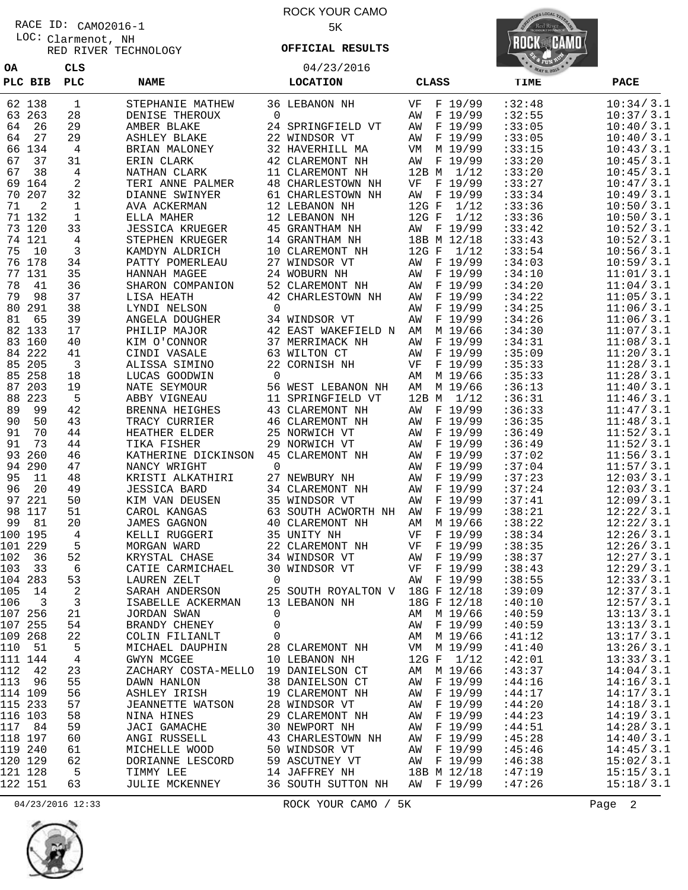ROCK YOUR CAMO

5K

**OFFICIAL RESULTS**

04/23/2016

RACE ID: CAMO2016-1
LOC: Clarmenot, NH
RED RIVER TECHNOLOGY

| OA PLC | BIB | CLS PLC | NAME | LOCATION | CLASS | TIME | PACE |
|---|---|---|---|---|---|---|---|
| 62 | 138 | 1 | STEPHANIE MATHEW | 36 LEBANON NH | VF F 19/99 | :32:48 | 10:34/ 3.1 |
| 63 | 263 | 28 | DENISE THEROUX | 0 | AW F 19/99 | :32:55 | 10:37/ 3.1 |
| 64 | 26 | 29 | AMBER BLAKE | 24 SPRINGFIELD VT | AW F 19/99 | :33:05 | 10:40/ 3.1 |
| 64 | 27 | 29 | ASHLEY BLAKE | 22 WINDSOR VT | AW F 19/99 | :33:05 | 10:40/ 3.1 |
| 66 | 134 | 4 | BRIAN MALONEY | 32 HAVERHILL MA | VM M 19/99 | :33:15 | 10:43/ 3.1 |
| 67 | 37 | 31 | ERIN CLARK | 42 CLAREMONT NH | AW F 19/99 | :33:20 | 10:45/ 3.1 |
| 67 | 38 | 4 | NATHAN CLARK | 11 CLAREMONT NH | 12B M 1/12 | :33:20 | 10:45/ 3.1 |
| 69 | 164 | 2 | TERI ANNE PALMER | 48 CHARLESTOWN NH | VF F 19/99 | :33:27 | 10:47/ 3.1 |
| 70 | 207 | 32 | DIANNE SWINYER | 61 CHARLESTOWN NH | AW F 19/99 | :33:34 | 10:49/ 3.1 |
| 71 | 2 | 1 | AVA ACKERMAN | 12 LEBANON NH | 12G F 1/12 | :33:36 | 10:50/ 3.1 |
| 71 | 132 | 1 | ELLA MAHER | 12 LEBANON NH | 12G F 1/12 | :33:36 | 10:50/ 3.1 |
| 73 | 120 | 33 | JESSICA KRUEGER | 45 GRANTHAM NH | AW F 19/99 | :33:42 | 10:52/ 3.1 |
| 74 | 121 | 4 | STEPHEN KRUEGER | 14 GRANTHAM NH | 18B M 12/18 | :33:43 | 10:52/ 3.1 |
| 75 | 10 | 3 | KAMDYN ALDRICH | 10 CLAREMONT NH | 12G F 1/12 | :33:54 | 10:56/ 3.1 |
| 76 | 178 | 34 | PATTY POMERLEAU | 27 WINDSOR VT | AW F 19/99 | :34:03 | 10:59/ 3.1 |
| 77 | 131 | 35 | HANNAH MAGEE | 24 WOBURN NH | AW F 19/99 | :34:10 | 11:01/ 3.1 |
| 78 | 41 | 36 | SHARON COMPANION | 52 CLAREMONT NH | AW F 19/99 | :34:20 | 11:04/ 3.1 |
| 79 | 98 | 37 | LISA HEATH | 42 CHARLESTOWN NH | AW F 19/99 | :34:22 | 11:05/ 3.1 |
| 80 | 291 | 38 | LYNDI NELSON | 0 | AW F 19/99 | :34:25 | 11:06/ 3.1 |
| 81 | 65 | 39 | ANGELA DOUGHER | 34 WINDSOR VT | AW F 19/99 | :34:26 | 11:06/ 3.1 |
| 82 | 133 | 17 | PHILIP MAJOR | 42 EAST WAKEFIELD N | AM M 19/66 | :34:30 | 11:07/ 3.1 |
| 83 | 160 | 40 | KIM O'CONNOR | 37 MERRIMACK NH | AW F 19/99 | :34:31 | 11:08/ 3.1 |
| 84 | 222 | 41 | CINDI VASALE | 63 WILTON CT | AW F 19/99 | :35:09 | 11:20/ 3.1 |
| 85 | 205 | 3 | ALISSA SIMINO | 22 CORNISH NH | VF F 19/99 | :35:33 | 11:28/ 3.1 |
| 85 | 258 | 18 | LUCAS GOODWIN | 0 | AM M 19/66 | :35:33 | 11:28/ 3.1 |
| 87 | 203 | 19 | NATE SEYMOUR | 56 WEST LEBANON NH | AM M 19/66 | :36:13 | 11:40/ 3.1 |
| 88 | 223 | 5 | ABBY VIGNEAU | 11 SPRINGFIELD VT | 12B M 1/12 | :36:31 | 11:46/ 3.1 |
| 89 | 99 | 42 | BRENNA HEIGHES | 43 CLAREMONT NH | AW F 19/99 | :36:33 | 11:47/ 3.1 |
| 90 | 50 | 43 | TRACY CURRIER | 46 CLAREMONT NH | AW F 19/99 | :36:35 | 11:48/ 3.1 |
| 91 | 70 | 44 | HEATHER ELDER | 25 NORWICH VT | AW F 19/99 | :36:49 | 11:52/ 3.1 |
| 91 | 73 | 44 | TIKA FISHER | 29 NORWICH VT | AW F 19/99 | :36:49 | 11:52/ 3.1 |
| 93 | 260 | 46 | KATHERINE DICKINSON | 45 CLAREMONT NH | AW F 19/99 | :37:02 | 11:56/ 3.1 |
| 94 | 290 | 47 | NANCY WRIGHT | 0 | AW F 19/99 | :37:04 | 11:57/ 3.1 |
| 95 | 11 | 48 | KRISTI ALKATHIRI | 27 NEWBURY NH | AW F 19/99 | :37:23 | 12:03/ 3.1 |
| 96 | 20 | 49 | JESSICA BARD | 34 CLAREMONT NH | AW F 19/99 | :37:24 | 12:03/ 3.1 |
| 97 | 221 | 50 | KIM VAN DEUSEN | 35 WINDSOR VT | AW F 19/99 | :37:41 | 12:09/ 3.1 |
| 98 | 117 | 51 | CAROL KANGAS | 63 SOUTH ACWORTH NH | AW F 19/99 | :38:21 | 12:22/ 3.1 |
| 99 | 81 | 20 | JAMES GAGNON | 40 CLAREMONT NH | AM M 19/66 | :38:22 | 12:22/ 3.1 |
| 100 | 195 | 4 | KELLI RUGGERI | 35 UNITY NH | VF F 19/99 | :38:34 | 12:26/ 3.1 |
| 101 | 229 | 5 | MORGAN WARD | 22 CLAREMONT NH | VF F 19/99 | :38:35 | 12:26/ 3.1 |
| 102 | 36 | 52 | KRYSTAL CHASE | 34 WINDSOR VT | AW F 19/99 | :38:37 | 12:27/ 3.1 |
| 103 | 33 | 6 | CATIE CARMICHAEL | 30 WINDSOR VT | VF F 19/99 | :38:43 | 12:29/ 3.1 |
| 104 | 283 | 53 | LAUREN ZELT | 0 | AW F 19/99 | :38:55 | 12:33/ 3.1 |
| 105 | 14 | 2 | SARAH ANDERSON | 25 SOUTH ROYALTON V | 18G F 12/18 | :39:09 | 12:37/ 3.1 |
| 106 | 3 | 3 | ISABELLE ACKERMAN | 13 LEBANON NH | 18G F 12/18 | :40:10 | 12:57/ 3.1 |
| 107 | 256 | 21 | JORDAN SWAN | 0 | AM M 19/66 | :40:59 | 13:13/ 3.1 |
| 107 | 255 | 54 | BRANDY CHENEY | 0 | AW F 19/99 | :40:59 | 13:13/ 3.1 |
| 109 | 268 | 22 | COLIN FILIANLT | 0 | AM M 19/66 | :41:12 | 13:17/ 3.1 |
| 110 | 51 | 5 | MICHAEL DAUPHIN | 28 CLAREMONT NH | VM M 19/99 | :41:40 | 13:26/ 3.1 |
| 111 | 144 | 4 | GWYN MCGEE | 10 LEBANON NH | 12G F 1/12 | :42:01 | 13:33/ 3.1 |
| 112 | 42 | 23 | ZACHARY COSTA-MELLO | 19 DANIELSON CT | AM M 19/66 | :43:37 | 14:04/ 3.1 |
| 113 | 96 | 55 | DAWN HANLON | 38 DANIELSON CT | AW F 19/99 | :44:16 | 14:16/ 3.1 |
| 114 | 109 | 56 | ASHLEY IRISH | 19 CLAREMONT NH | AW F 19/99 | :44:17 | 14:17/ 3.1 |
| 115 | 233 | 57 | JEANNETTE WATSON | 28 WINDSOR VT | AW F 19/99 | :44:20 | 14:18/ 3.1 |
| 116 | 103 | 58 | NINA HINES | 29 CLAREMONT NH | AW F 19/99 | :44:23 | 14:19/ 3.1 |
| 117 | 84 | 59 | JACI GAMACHE | 30 NEWPORT NH | AW F 19/99 | :44:51 | 14:28/ 3.1 |
| 118 | 197 | 60 | ANGI RUSSELL | 43 CHARLESTOWN NH | AW F 19/99 | :45:28 | 14:40/ 3.1 |
| 119 | 240 | 61 | MICHELLE WOOD | 50 WINDSOR VT | AW F 19/99 | :45:46 | 14:45/ 3.1 |
| 120 | 129 | 62 | DORIANNE LESCORD | 59 ASCUTNEY VT | AW F 19/99 | :46:38 | 15:02/ 3.1 |
| 121 | 128 | 5 | TIMMY LEE | 14 JAFFREY NH | 18B M 12/18 | :47:19 | 15:15/ 3.1 |
| 122 | 151 | 63 | JULIE MCKENNEY | 36 SOUTH SUTTON NH | AW F 19/99 | :47:26 | 15:18/ 3.1 |

04/23/2016 12:33 ROCK YOUR CAMO / 5K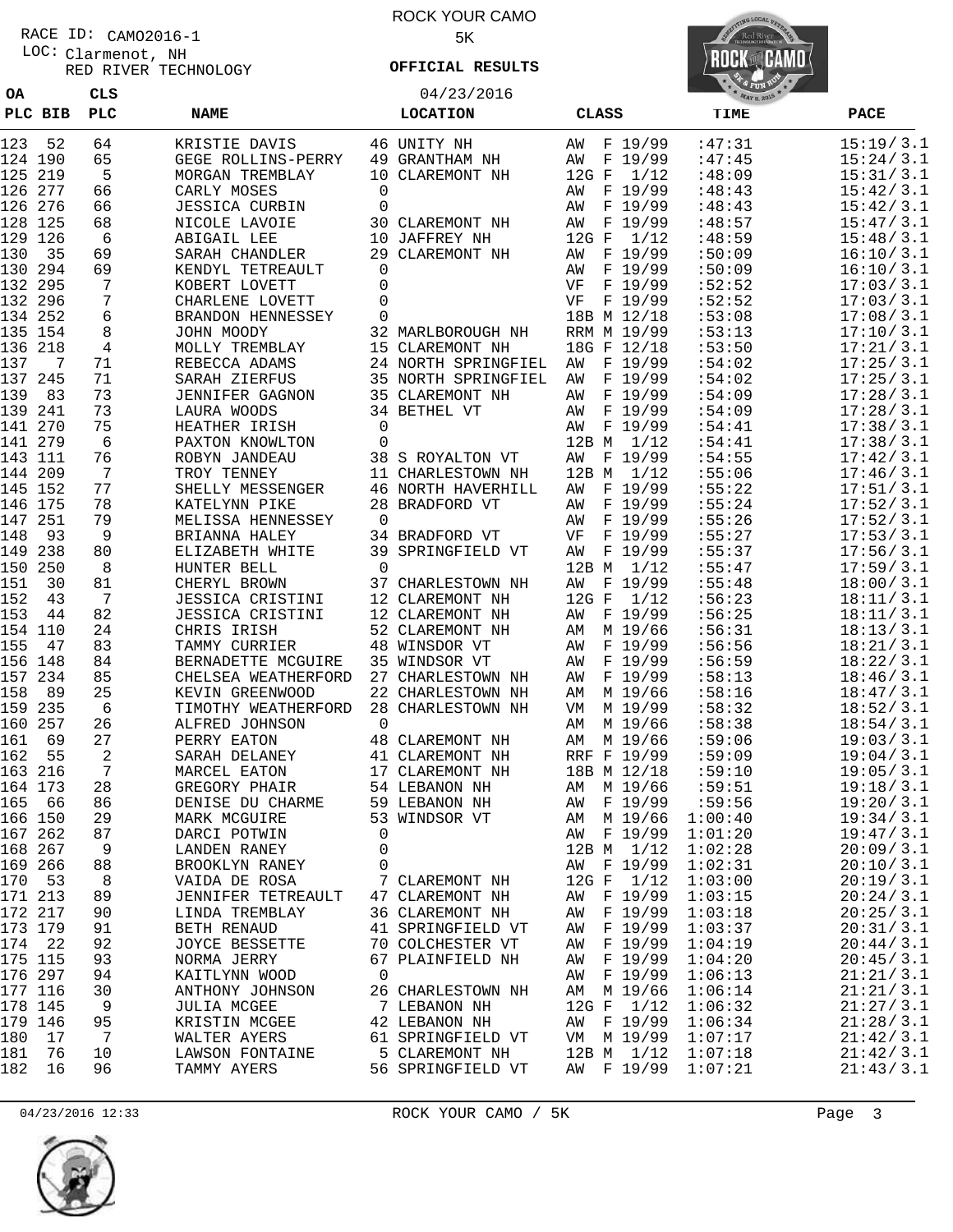ROCK YOUR CAMO

5K

**OFFICIAL RESULTS**

04/23/2016

RACE ID: CAMO2016-1

LOC: Clarmenot, NH

RED RIVER TECHNOLOGY

| OA PLC | BIB | CLS PLC | NAME | LOCATION | CLASS | TIME | PACE |
|---|---|---|---|---|---|---|---|
| 123 | 52 | 64 | KRISTIE DAVIS | 46 UNITY NH | AW F 19/99 | :47:31 | 15:19/3.1 |
| 124 | 190 | 65 | GEGE ROLLINS-PERRY | 49 GRANTHAM NH | AW F 19/99 | :47:45 | 15:24/3.1 |
| 125 | 219 | 5 | MORGAN TREMBLAY | 10 CLAREMONT NH | 12G F 1/12 | :48:09 | 15:31/3.1 |
| 126 | 277 | 66 | CARLY MOSES | 0 | AW F 19/99 | :48:43 | 15:42/3.1 |
| 126 | 276 | 66 | JESSICA CURBIN | 0 | AW F 19/99 | :48:43 | 15:42/3.1 |
| 128 | 125 | 68 | NICOLE LAVOIE | 30 CLAREMONT NH | AW F 19/99 | :48:57 | 15:47/3.1 |
| 129 | 126 | 6 | ABIGAIL LEE | 10 JAFFREY NH | 12G F 1/12 | :48:59 | 15:48/3.1 |
| 130 | 35 | 69 | SARAH CHANDLER | 29 CLAREMONT NH | AW F 19/99 | :50:09 | 16:10/3.1 |
| 130 | 294 | 69 | KENDYL TETREAULT | 0 | AW F 19/99 | :50:09 | 16:10/3.1 |
| 132 | 295 | 7 | KOBERT LOVETT | 0 | VF F 19/99 | :52:52 | 17:03/3.1 |
| 132 | 296 | 7 | CHARLENE LOVETT | 0 | VF F 19/99 | :52:52 | 17:03/3.1 |
| 134 | 252 | 6 | BRANDON HENNESSEY | 0 | 18B M 12/18 | :53:08 | 17:08/3.1 |
| 135 | 154 | 8 | JOHN MOODY | 32 MARLBOROUGH NH | RRM M 19/99 | :53:13 | 17:10/3.1 |
| 136 | 218 | 4 | MOLLY TREMBLAY | 15 CLAREMONT NH | 18G F 12/18 | :53:50 | 17:21/3.1 |
| 137 | 7 | 71 | REBECCA ADAMS | 24 NORTH SPRINGFIEL | AW F 19/99 | :54:02 | 17:25/3.1 |
| 137 | 245 | 71 | SARAH ZIERFUS | 35 NORTH SPRINGFIEL | AW F 19/99 | :54:02 | 17:25/3.1 |
| 139 | 83 | 73 | JENNIFER GAGNON | 35 CLAREMONT NH | AW F 19/99 | :54:09 | 17:28/3.1 |
| 139 | 241 | 73 | LAURA WOODS | 34 BETHEL VT | AW F 19/99 | :54:09 | 17:28/3.1 |
| 141 | 270 | 75 | HEATHER IRISH | 0 | AW F 19/99 | :54:41 | 17:38/3.1 |
| 141 | 279 | 6 | PAXTON KNOWLTON | 0 | 12B M 1/12 | :54:41 | 17:38/3.1 |
| 143 | 111 | 76 | ROBYN JANDEAU | 38 S ROYALTON VT | AW F 19/99 | :54:55 | 17:42/3.1 |
| 144 | 209 | 7 | TROY TENNEY | 11 CHARLESTOWN NH | 12B M 1/12 | :55:06 | 17:46/3.1 |
| 145 | 152 | 77 | SHELLY MESSENGER | 46 NORTH HAVERHILL | AW F 19/99 | :55:22 | 17:51/3.1 |
| 146 | 175 | 78 | KATELYNN PIKE | 28 BRADFORD VT | AW F 19/99 | :55:24 | 17:52/3.1 |
| 147 | 251 | 79 | MELISSA HENNESSEY | 0 | AW F 19/99 | :55:26 | 17:52/3.1 |
| 148 | 93 | 9 | BRIANNA HALEY | 34 BRADFORD VT | VF F 19/99 | :55:27 | 17:53/3.1 |
| 149 | 238 | 80 | ELIZABETH WHITE | 39 SPRINGFIELD VT | AW F 19/99 | :55:37 | 17:56/3.1 |
| 150 | 250 | 8 | HUNTER BELL | 0 | 12B M 1/12 | :55:47 | 17:59/3.1 |
| 151 | 30 | 81 | CHERYL BROWN | 37 CHARLESTOWN NH | AW F 19/99 | :55:48 | 18:00/3.1 |
| 152 | 43 | 7 | JESSICA CRISTINI | 12 CLAREMONT NH | 12G F 1/12 | :56:23 | 18:11/3.1 |
| 153 | 44 | 82 | JESSICA CRISTINI | 12 CLAREMONT NH | AW F 19/99 | :56:25 | 18:11/3.1 |
| 154 | 110 | 24 | CHRIS IRISH | 52 CLAREMONT NH | AM M 19/66 | :56:31 | 18:13/3.1 |
| 155 | 47 | 83 | TAMMY CURRIER | 48 WINSDOR VT | AW F 19/99 | :56:56 | 18:21/3.1 |
| 156 | 148 | 84 | BERNADETTE MCGUIRE | 35 WINDSOR VT | AW F 19/99 | :56:59 | 18:22/3.1 |
| 157 | 234 | 85 | CHELSEA WEATHERFORD | 27 CHARLESTOWN NH | AW F 19/99 | :58:13 | 18:46/3.1 |
| 158 | 89 | 25 | KEVIN GREENWOOD | 22 CHARLESTOWN NH | AM M 19/66 | :58:16 | 18:47/3.1 |
| 159 | 235 | 6 | TIMOTHY WEATHERFORD | 28 CHARLESTOWN NH | VM M 19/99 | :58:32 | 18:52/3.1 |
| 160 | 257 | 26 | ALFRED JOHNSON | 0 | AM M 19/66 | :58:38 | 18:54/3.1 |
| 161 | 69 | 27 | PERRY EATON | 48 CLAREMONT NH | AM M 19/66 | :59:06 | 19:03/3.1 |
| 162 | 55 | 2 | SARAH DELANEY | 41 CLAREMONT NH | RRF F 19/99 | :59:09 | 19:04/3.1 |
| 163 | 216 | 7 | MARCEL EATON | 17 CLAREMONT NH | 18B M 12/18 | :59:10 | 19:05/3.1 |
| 164 | 173 | 28 | GREGORY PHAIR | 54 LEBANON NH | AM M 19/66 | :59:51 | 19:18/3.1 |
| 165 | 66 | 86 | DENISE DU CHARME | 59 LEBANON NH | AW F 19/99 | :59:56 | 19:20/3.1 |
| 166 | 150 | 29 | MARK MCGUIRE | 53 WINDSOR VT | AM M 19/66 | 1:00:40 | 19:34/3.1 |
| 167 | 262 | 87 | DARCI POTWIN | 0 | AW F 19/99 | 1:01:20 | 19:47/3.1 |
| 168 | 267 | 9 | LANDEN RANEY | 0 | 12B M 1/12 | 1:02:28 | 20:09/3.1 |
| 169 | 266 | 88 | BROOKLYN RANEY | 0 | AW F 19/99 | 1:02:31 | 20:10/3.1 |
| 170 | 53 | 8 | VAIDA DE ROSA | 7 CLAREMONT NH | 12G F 1/12 | 1:03:00 | 20:19/3.1 |
| 171 | 213 | 89 | JENNIFER TETREAULT | 47 CLAREMONT NH | AW F 19/99 | 1:03:15 | 20:24/3.1 |
| 172 | 217 | 90 | LINDA TREMBLAY | 36 CLAREMONT NH | AW F 19/99 | 1:03:18 | 20:25/3.1 |
| 173 | 179 | 91 | BETH RENAUD | 41 SPRINGFIELD VT | AW F 19/99 | 1:03:37 | 20:31/3.1 |
| 174 | 22 | 92 | JOYCE BESSETTE | 70 COLCHESTER VT | AW F 19/99 | 1:04:19 | 20:44/3.1 |
| 175 | 115 | 93 | NORMA JERRY | 67 PLAINFIELD NH | AW F 19/99 | 1:04:20 | 20:45/3.1 |
| 176 | 297 | 94 | KAITLYNN WOOD | 0 | AW F 19/99 | 1:06:13 | 21:21/3.1 |
| 177 | 116 | 30 | ANTHONY JOHNSON | 26 CHARLESTOWN NH | AM M 19/66 | 1:06:14 | 21:21/3.1 |
| 178 | 145 | 9 | JULIA MCGEE | 7 LEBANON NH | 12G F 1/12 | 1:06:32 | 21:27/3.1 |
| 179 | 146 | 95 | KRISTIN MCGEE | 42 LEBANON NH | AW F 19/99 | 1:06:34 | 21:28/3.1 |
| 180 | 17 | 7 | WALTER AYERS | 61 SPRINGFIELD VT | VM M 19/99 | 1:07:17 | 21:42/3.1 |
| 181 | 76 | 10 | LAWSON FONTAINE | 5 CLAREMONT NH | 12B M 1/12 | 1:07:18 | 21:42/3.1 |
| 182 | 16 | 96 | TAMMY AYERS | 56 SPRINGFIELD VT | AW F 19/99 | 1:07:21 | 21:43/3.1 |

04/23/2016 12:33 ROCK YOUR CAMO / 5K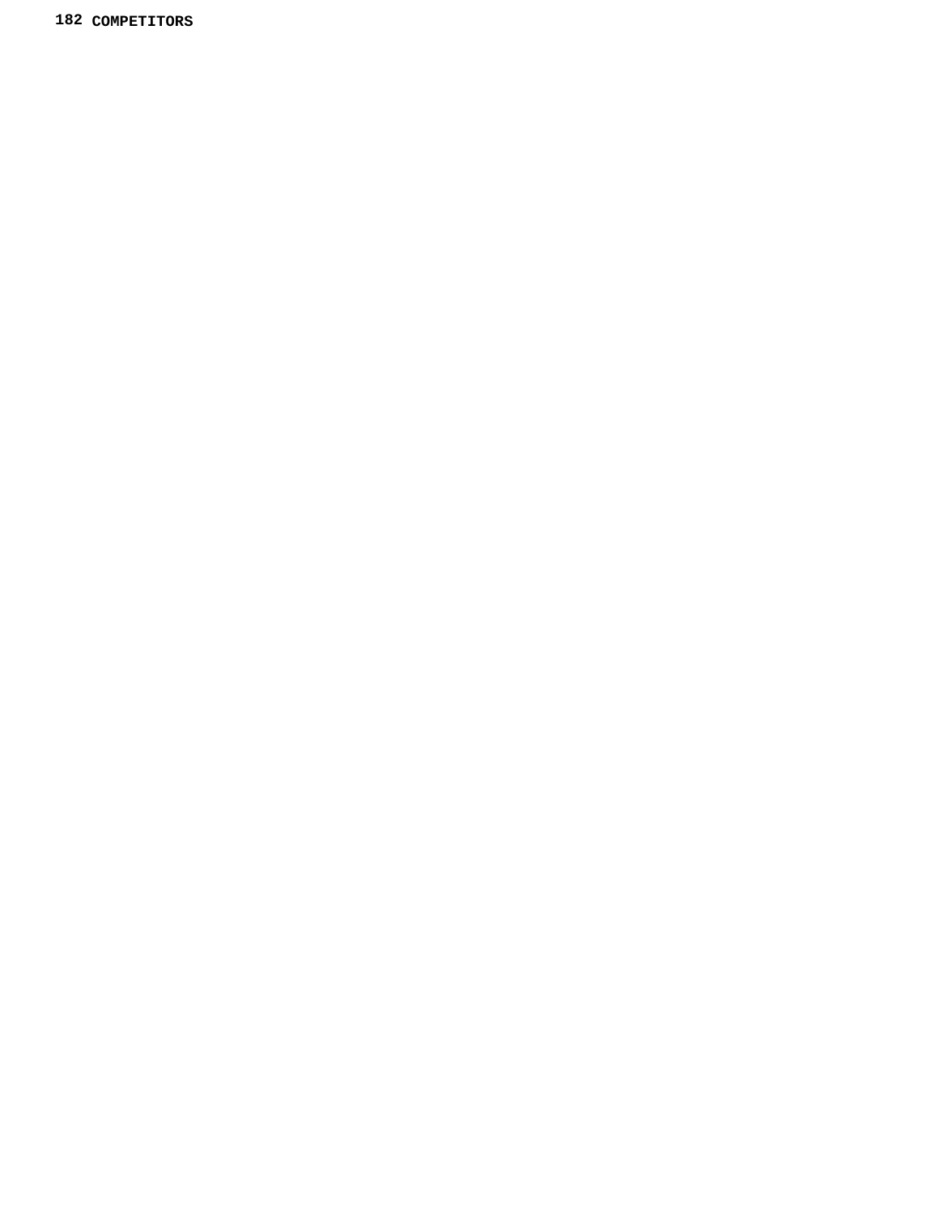**182 COMPETITORS**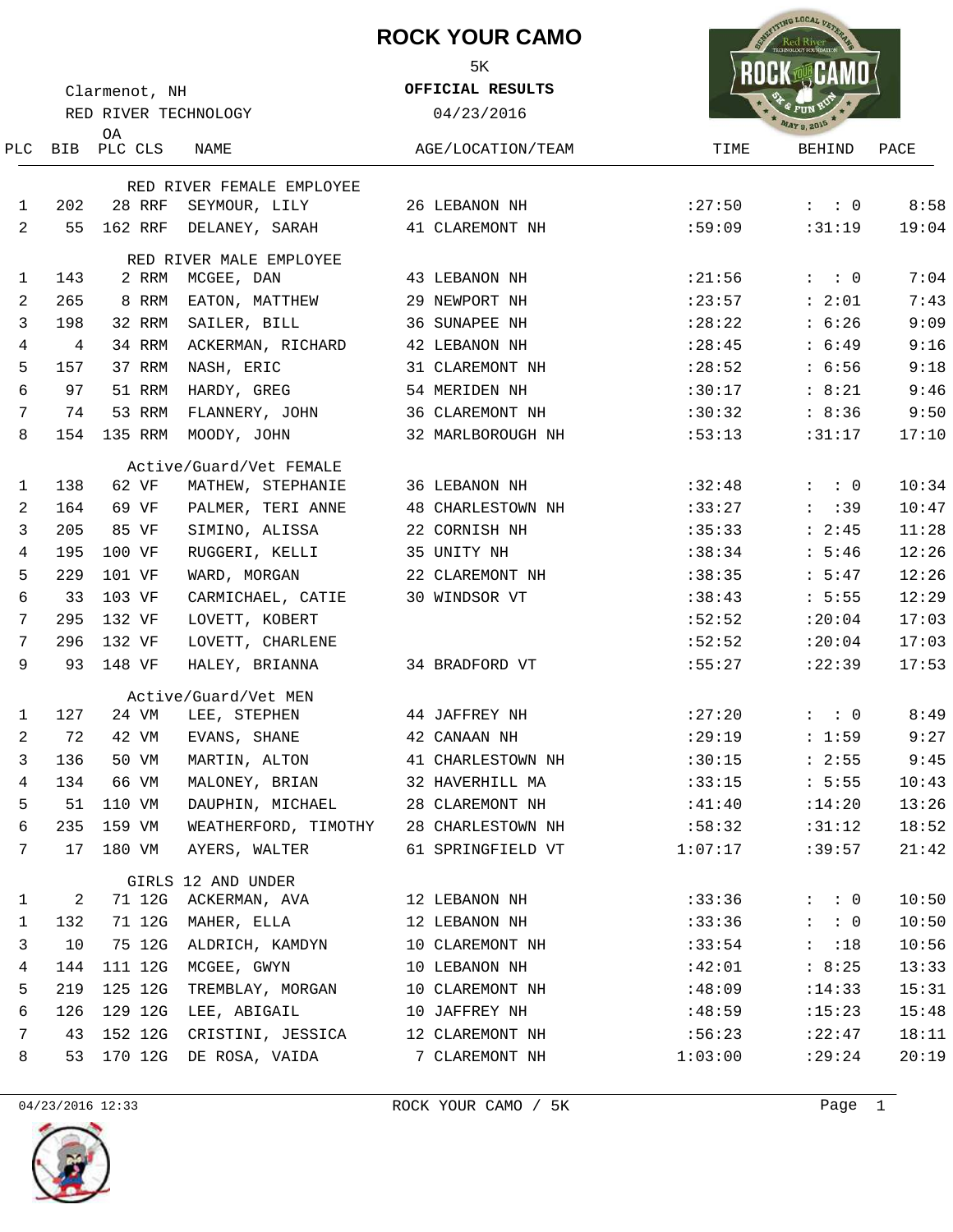# ROCK YOUR CAMO

5K

**OFFICIAL RESULTS**

04/23/2016

Clarmenot, NH

RED RIVER TECHNOLOGY

| PLC | BIB | OA PLC | CLS | NAME | AGE/LOCATION/TEAM | TIME | BEHIND | PACE |
|---|---|---|---|---|---|---|---|---|
| | | | | **RED RIVER FEMALE EMPLOYEE** | | | | |
| 1 | 202 | 28 | RRF | SEYMOUR, LILY | 26 LEBANON NH | :27:50 | : : 0 | 8:58 |
| 2 | 55 | 162 | RRF | DELANEY, SARAH | 41 CLAREMONT NH | :59:09 | :31:19 | 19:04 |
| | | | | **RED RIVER MALE EMPLOYEE** | | | | |
| 1 | 143 | 2 | RRM | MCGEE, DAN | 43 LEBANON NH | :21:56 | : : 0 | 7:04 |
| 2 | 265 | 8 | RRM | EATON, MATTHEW | 29 NEWPORT NH | :23:57 | : 2:01 | 7:43 |
| 3 | 198 | 32 | RRM | SAILER, BILL | 36 SUNAPEE NH | :28:22 | : 6:26 | 9:09 |
| 4 | 4 | 34 | RRM | ACKERMAN, RICHARD | 42 LEBANON NH | :28:45 | : 6:49 | 9:16 |
| 5 | 157 | 37 | RRM | NASH, ERIC | 31 CLAREMONT NH | :28:52 | : 6:56 | 9:18 |
| 6 | 97 | 51 | RRM | HARDY, GREG | 54 MERIDEN NH | :30:17 | : 8:21 | 9:46 |
| 7 | 74 | 53 | RRM | FLANNERY, JOHN | 36 CLAREMONT NH | :30:32 | : 8:36 | 9:50 |
| 8 | 154 | 135 | RRM | MOODY, JOHN | 32 MARLBOROUGH NH | :53:13 | :31:17 | 17:10 |
| | | | | **Active/Guard/Vet FEMALE** | | | | |
| 1 | 138 | 62 | VF | MATHEW, STEPHANIE | 36 LEBANON NH | :32:48 | : : 0 | 10:34 |
| 2 | 164 | 69 | VF | PALMER, TERI ANNE | 48 CHARLESTOWN NH | :33:27 | : :39 | 10:47 |
| 3 | 205 | 85 | VF | SIMINO, ALISSA | 22 CORNISH NH | :35:33 | : 2:45 | 11:28 |
| 4 | 195 | 100 | VF | RUGGERI, KELLI | 35 UNITY NH | :38:34 | : 5:46 | 12:26 |
| 5 | 229 | 101 | VF | WARD, MORGAN | 22 CLAREMONT NH | :38:35 | : 5:47 | 12:26 |
| 6 | 33 | 103 | VF | CARMICHAEL, CATIE | 30 WINDSOR VT | :38:43 | : 5:55 | 12:29 |
| 7 | 295 | 132 | VF | LOVETT, KOBERT | | :52:52 | :20:04 | 17:03 |
| 7 | 296 | 132 | VF | LOVETT, CHARLENE | | :52:52 | :20:04 | 17:03 |
| 9 | 93 | 148 | VF | HALEY, BRIANNA | 34 BRADFORD VT | :55:27 | :22:39 | 17:53 |
| | | | | **Active/Guard/Vet MEN** | | | | |
| 1 | 127 | 24 | VM | LEE, STEPHEN | 44 JAFFREY NH | :27:20 | : : 0 | 8:49 |
| 2 | 72 | 42 | VM | EVANS, SHANE | 42 CANAAN NH | :29:19 | : 1:59 | 9:27 |
| 3 | 136 | 50 | VM | MARTIN, ALTON | 41 CHARLESTOWN NH | :30:15 | : 2:55 | 9:45 |
| 4 | 134 | 66 | VM | MALONEY, BRIAN | 32 HAVERHILL MA | :33:15 | : 5:55 | 10:43 |
| 5 | 51 | 110 | VM | DAUPHIN, MICHAEL | 28 CLAREMONT NH | :41:40 | :14:20 | 13:26 |
| 6 | 235 | 159 | VM | WEATHERFORD, TIMOTHY | 28 CHARLESTOWN NH | :58:32 | :31:12 | 18:52 |
| 7 | 17 | 180 | VM | AYERS, WALTER | 61 SPRINGFIELD VT | 1:07:17 | :39:57 | 21:42 |
| | | | | **GIRLS 12 AND UNDER** | | | | |
| 1 | 2 | 71 | 12G | ACKERMAN, AVA | 12 LEBANON NH | :33:36 | : : 0 | 10:50 |
| 1 | 132 | 71 | 12G | MAHER, ELLA | 12 LEBANON NH | :33:36 | : : 0 | 10:50 |
| 3 | 10 | 75 | 12G | ALDRICH, KAMDYN | 10 CLAREMONT NH | :33:54 | : :18 | 10:56 |
| 4 | 144 | 111 | 12G | MCGEE, GWYN | 10 LEBANON NH | :42:01 | : 8:25 | 13:33 |
| 5 | 219 | 125 | 12G | TREMBLAY, MORGAN | 10 CLAREMONT NH | :48:09 | :14:33 | 15:31 |
| 6 | 126 | 129 | 12G | LEE, ABIGAIL | 10 JAFFREY NH | :48:59 | :15:23 | 15:48 |
| 7 | 43 | 152 | 12G | CRISTINI, JESSICA | 12 CLAREMONT NH | :56:23 | :22:47 | 18:11 |
| 8 | 53 | 170 | 12G | DE ROSA, VAIDA | 7 CLAREMONT NH | 1:03:00 | :29:24 | 20:19 |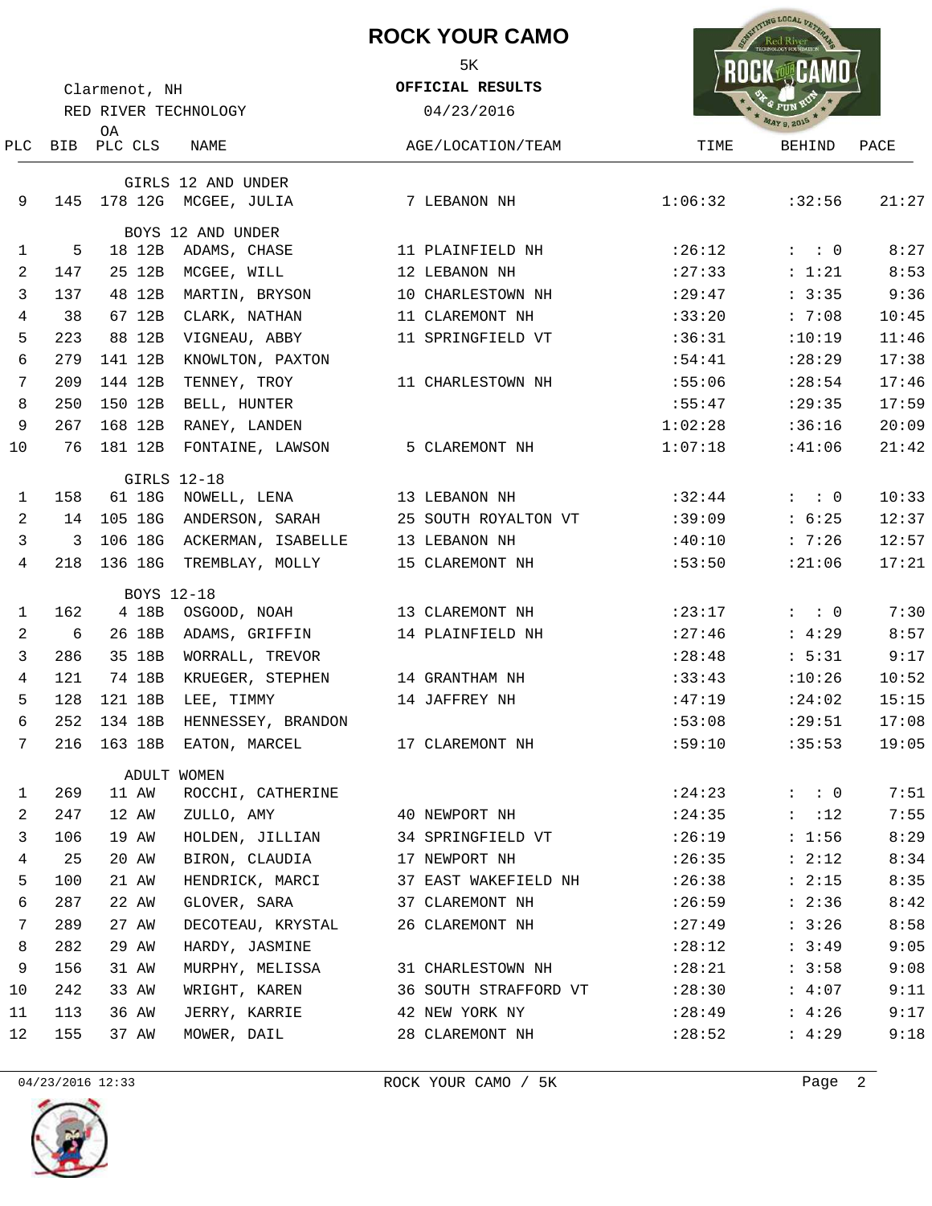# ROCK YOUR CAMO

5K

**OFFICIAL RESULTS**

04/23/2016

Clarmenot, NH

RED RIVER TECHNOLOGY

| PLC | BIB | OA PLC | CLS | NAME | AGE/LOCATION/TEAM | TIME | BEHIND | PACE |
|---|---|---|---|---|---|---|---|---|
| | | | | **GIRLS 12 AND UNDER** | | | | |
| 9 | 145 | 178 | 12G | MCGEE, JULIA | 7 LEBANON NH | 1:06:32 | :32:56 | 21:27 |
| | | | | **BOYS 12 AND UNDER** | | | | |
| 1 | 5 | 18 | 12B | ADAMS, CHASE | 11 PLAINFIELD NH | :26:12 | : : 0 | 8:27 |
| 2 | 147 | 25 | 12B | MCGEE, WILL | 12 LEBANON NH | :27:33 | : 1:21 | 8:53 |
| 3 | 137 | 48 | 12B | MARTIN, BRYSON | 10 CHARLESTOWN NH | :29:47 | : 3:35 | 9:36 |
| 4 | 38 | 67 | 12B | CLARK, NATHAN | 11 CLAREMONT NH | :33:20 | : 7:08 | 10:45 |
| 5 | 223 | 88 | 12B | VIGNEAU, ABBY | 11 SPRINGFIELD VT | :36:31 | :10:19 | 11:46 |
| 6 | 279 | 141 | 12B | KNOWLTON, PAXTON | | :54:41 | :28:29 | 17:38 |
| 7 | 209 | 144 | 12B | TENNEY, TROY | 11 CHARLESTOWN NH | :55:06 | :28:54 | 17:46 |
| 8 | 250 | 150 | 12B | BELL, HUNTER | | :55:47 | :29:35 | 17:59 |
| 9 | 267 | 168 | 12B | RANEY, LANDEN | | 1:02:28 | :36:16 | 20:09 |
| 10 | 76 | 181 | 12B | FONTAINE, LAWSON | 5 CLAREMONT NH | 1:07:18 | :41:06 | 21:42 |
| | | | | **GIRLS 12-18** | | | | |
| 1 | 158 | 61 | 18G | NOWELL, LENA | 13 LEBANON NH | :32:44 | : : 0 | 10:33 |
| 2 | 14 | 105 | 18G | ANDERSON, SARAH | 25 SOUTH ROYALTON VT | :39:09 | : 6:25 | 12:37 |
| 3 | 3 | 106 | 18G | ACKERMAN, ISABELLE | 13 LEBANON NH | :40:10 | : 7:26 | 12:57 |
| 4 | 218 | 136 | 18G | TREMBLAY, MOLLY | 15 CLAREMONT NH | :53:50 | :21:06 | 17:21 |
| | | | | **BOYS 12-18** | | | | |
| 1 | 162 | 4 | 18B | OSGOOD, NOAH | 13 CLAREMONT NH | :23:17 | : : 0 | 7:30 |
| 2 | 6 | 26 | 18B | ADAMS, GRIFFIN | 14 PLAINFIELD NH | :27:46 | : 4:29 | 8:57 |
| 3 | 286 | 35 | 18B | WORRALL, TREVOR | | :28:48 | : 5:31 | 9:17 |
| 4 | 121 | 74 | 18B | KRUEGER, STEPHEN | 14 GRANTHAM NH | :33:43 | :10:26 | 10:52 |
| 5 | 128 | 121 | 18B | LEE, TIMMY | 14 JAFFREY NH | :47:19 | :24:02 | 15:15 |
| 6 | 252 | 134 | 18B | HENNESSEY, BRANDON | | :53:08 | :29:51 | 17:08 |
| 7 | 216 | 163 | 18B | EATON, MARCEL | 17 CLAREMONT NH | :59:10 | :35:53 | 19:05 |
| | | | | **ADULT WOMEN** | | | | |
| 1 | 269 | 11 | AW | ROCCHI, CATHERINE | | :24:23 | : : 0 | 7:51 |
| 2 | 247 | 12 | AW | ZULLO, AMY | 40 NEWPORT NH | :24:35 | : :12 | 7:55 |
| 3 | 106 | 19 | AW | HOLDEN, JILLIAN | 34 SPRINGFIELD VT | :26:19 | : 1:56 | 8:29 |
| 4 | 25 | 20 | AW | BIRON, CLAUDIA | 17 NEWPORT NH | :26:35 | : 2:12 | 8:34 |
| 5 | 100 | 21 | AW | HENDRICK, MARCI | 37 EAST WAKEFIELD NH | :26:38 | : 2:15 | 8:35 |
| 6 | 287 | 22 | AW | GLOVER, SARA | 37 CLAREMONT NH | :26:59 | : 2:36 | 8:42 |
| 7 | 289 | 27 | AW | DECOTEAU, KRYSTAL | 26 CLAREMONT NH | :27:49 | : 3:26 | 8:58 |
| 8 | 282 | 29 | AW | HARDY, JASMINE | | :28:12 | : 3:49 | 9:05 |
| 9 | 156 | 31 | AW | MURPHY, MELISSA | 31 CHARLESTOWN NH | :28:21 | : 3:58 | 9:08 |
| 10 | 242 | 33 | AW | WRIGHT, KAREN | 36 SOUTH STRAFFORD VT | :28:30 | : 4:07 | 9:11 |
| 11 | 113 | 36 | AW | JERRY, KARRIE | 42 NEW YORK NY | :28:49 | : 4:26 | 9:17 |
| 12 | 155 | 37 | AW | MOWER, DAIL | 28 CLAREMONT NH | :28:52 | : 4:29 | 9:18 |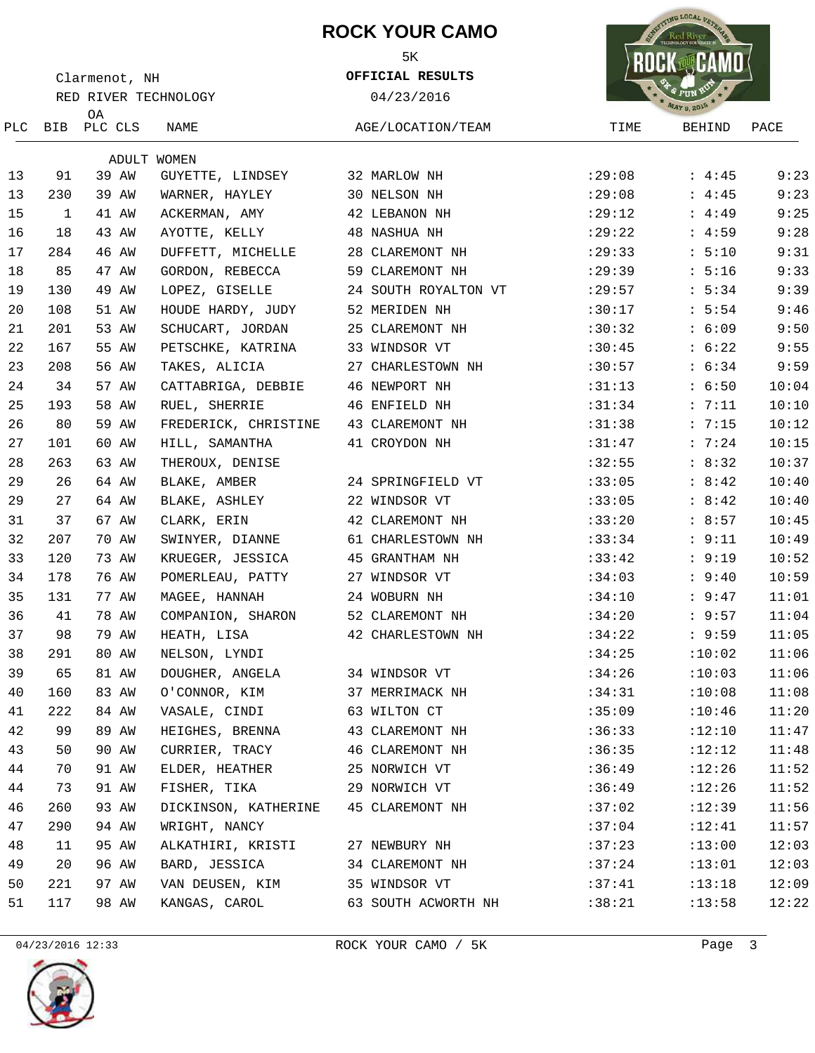# ROCK YOUR CAMO

5K

**OFFICIAL RESULTS**

04/23/2016

Clarmenot, NH

RED RIVER TECHNOLOGY

## ADULT WOMEN

| PLC | BIB | OA PLC | CLS | NAME | AGE/LOCATION/TEAM | TIME | BEHIND | PACE |
|---|---|---|---|---|---|---|---|---|
| 13 | 91 | 39 | AW | GUYETTE, LINDSEY | 32 MARLOW NH | :29:08 | : 4:45 | 9:23 |
| 13 | 230 | 39 | AW | WARNER, HAYLEY | 30 NELSON NH | :29:08 | : 4:45 | 9:23 |
| 15 | 1 | 41 | AW | ACKERMAN, AMY | 42 LEBANON NH | :29:12 | : 4:49 | 9:25 |
| 16 | 18 | 43 | AW | AYOTTE, KELLY | 48 NASHUA NH | :29:22 | : 4:59 | 9:28 |
| 17 | 284 | 46 | AW | DUFFETT, MICHELLE | 28 CLAREMONT NH | :29:33 | : 5:10 | 9:31 |
| 18 | 85 | 47 | AW | GORDON, REBECCA | 59 CLAREMONT NH | :29:39 | : 5:16 | 9:33 |
| 19 | 130 | 49 | AW | LOPEZ, GISELLE | 24 SOUTH ROYALTON VT | :29:57 | : 5:34 | 9:39 |
| 20 | 108 | 51 | AW | HOUDE HARDY, JUDY | 52 MERIDEN NH | :30:17 | : 5:54 | 9:46 |
| 21 | 201 | 53 | AW | SCHUCART, JORDAN | 25 CLAREMONT NH | :30:32 | : 6:09 | 9:50 |
| 22 | 167 | 55 | AW | PETSCHKE, KATRINA | 33 WINDSOR VT | :30:45 | : 6:22 | 9:55 |
| 23 | 208 | 56 | AW | TAKES, ALICIA | 27 CHARLESTOWN NH | :30:57 | : 6:34 | 9:59 |
| 24 | 34 | 57 | AW | CATTABRIGA, DEBBIE | 46 NEWPORT NH | :31:13 | : 6:50 | 10:04 |
| 25 | 193 | 58 | AW | RUEL, SHERRIE | 46 ENFIELD NH | :31:34 | : 7:11 | 10:10 |
| 26 | 80 | 59 | AW | FREDERICK, CHRISTINE | 43 CLAREMONT NH | :31:38 | : 7:15 | 10:12 |
| 27 | 101 | 60 | AW | HILL, SAMANTHA | 41 CROYDON NH | :31:47 | : 7:24 | 10:15 |
| 28 | 263 | 63 | AW | THEROUX, DENISE | | :32:55 | : 8:32 | 10:37 |
| 29 | 26 | 64 | AW | BLAKE, AMBER | 24 SPRINGFIELD VT | :33:05 | : 8:42 | 10:40 |
| 29 | 27 | 64 | AW | BLAKE, ASHLEY | 22 WINDSOR VT | :33:05 | : 8:42 | 10:40 |
| 31 | 37 | 67 | AW | CLARK, ERIN | 42 CLAREMONT NH | :33:20 | : 8:57 | 10:45 |
| 32 | 207 | 70 | AW | SWINYER, DIANNE | 61 CHARLESTOWN NH | :33:34 | : 9:11 | 10:49 |
| 33 | 120 | 73 | AW | KRUEGER, JESSICA | 45 GRANTHAM NH | :33:42 | : 9:19 | 10:52 |
| 34 | 178 | 76 | AW | POMERLEAU, PATTY | 27 WINDSOR VT | :34:03 | : 9:40 | 10:59 |
| 35 | 131 | 77 | AW | MAGEE, HANNAH | 24 WOBURN NH | :34:10 | : 9:47 | 11:01 |
| 36 | 41 | 78 | AW | COMPANION, SHARON | 52 CLAREMONT NH | :34:20 | : 9:57 | 11:04 |
| 37 | 98 | 79 | AW | HEATH, LISA | 42 CHARLESTOWN NH | :34:22 | : 9:59 | 11:05 |
| 38 | 291 | 80 | AW | NELSON, LYNDI | | :34:25 | :10:02 | 11:06 |
| 39 | 65 | 81 | AW | DOUGHER, ANGELA | 34 WINDSOR VT | :34:26 | :10:03 | 11:06 |
| 40 | 160 | 83 | AW | O'CONNOR, KIM | 37 MERRIMACK NH | :34:31 | :10:08 | 11:08 |
| 41 | 222 | 84 | AW | VASALE, CINDI | 63 WILTON CT | :35:09 | :10:46 | 11:20 |
| 42 | 99 | 89 | AW | HEIGHES, BRENNA | 43 CLAREMONT NH | :36:33 | :12:10 | 11:47 |
| 43 | 50 | 90 | AW | CURRIER, TRACY | 46 CLAREMONT NH | :36:35 | :12:12 | 11:48 |
| 44 | 70 | 91 | AW | ELDER, HEATHER | 25 NORWICH VT | :36:49 | :12:26 | 11:52 |
| 44 | 73 | 91 | AW | FISHER, TIKA | 29 NORWICH VT | :36:49 | :12:26 | 11:52 |
| 46 | 260 | 93 | AW | DICKINSON, KATHERINE | 45 CLAREMONT NH | :37:02 | :12:39 | 11:56 |
| 47 | 290 | 94 | AW | WRIGHT, NANCY | | :37:04 | :12:41 | 11:57 |
| 48 | 11 | 95 | AW | ALKATHIRI, KRISTI | 27 NEWBURY NH | :37:23 | :13:00 | 12:03 |
| 49 | 20 | 96 | AW | BARD, JESSICA | 34 CLAREMONT NH | :37:24 | :13:01 | 12:03 |
| 50 | 221 | 97 | AW | VAN DEUSEN, KIM | 35 WINDSOR VT | :37:41 | :13:18 | 12:09 |
| 51 | 117 | 98 | AW | KANGAS, CAROL | 63 SOUTH ACWORTH NH | :38:21 | :13:58 | 12:22 |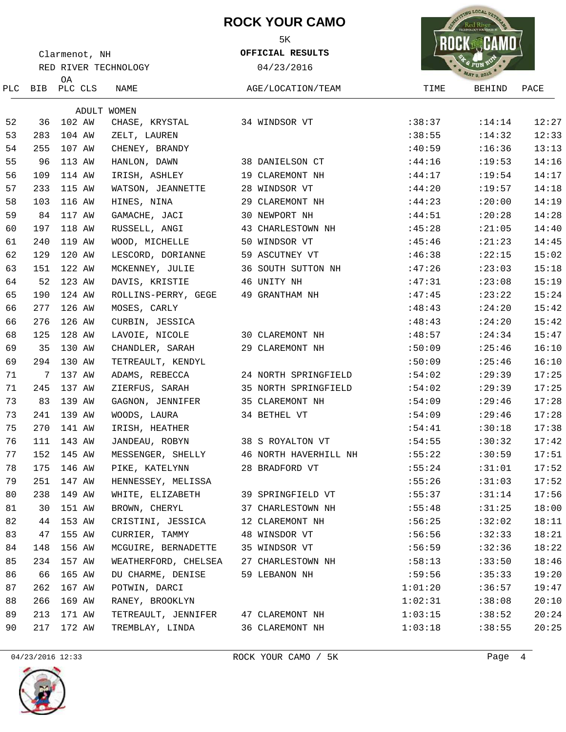# ROCK YOUR CAMO

5K

**OFFICIAL RESULTS**

04/23/2016

Clarmenot, NH

RED RIVER TECHNOLOGY

| PLC | BIB | OA PLC | CLS | NAME | AGE/LOCATION/TEAM | TIME | BEHIND | PACE |
|---|---|---|---|---|---|---|---|---|
| | | | | ADULT WOMEN | | | | |
| 52 | 36 | 102 | AW | CHASE, KRYSTAL | 34 WINDSOR VT | :38:37 | :14:14 | 12:27 |
| 53 | 283 | 104 | AW | ZELT, LAUREN | | :38:55 | :14:32 | 12:33 |
| 54 | 255 | 107 | AW | CHENEY, BRANDY | | :40:59 | :16:36 | 13:13 |
| 55 | 96 | 113 | AW | HANLON, DAWN | 38 DANIELSON CT | :44:16 | :19:53 | 14:16 |
| 56 | 109 | 114 | AW | IRISH, ASHLEY | 19 CLAREMONT NH | :44:17 | :19:54 | 14:17 |
| 57 | 233 | 115 | AW | WATSON, JEANNETTE | 28 WINDSOR VT | :44:20 | :19:57 | 14:18 |
| 58 | 103 | 116 | AW | HINES, NINA | 29 CLAREMONT NH | :44:23 | :20:00 | 14:19 |
| 59 | 84 | 117 | AW | GAMACHE, JACI | 30 NEWPORT NH | :44:51 | :20:28 | 14:28 |
| 60 | 197 | 118 | AW | RUSSELL, ANGI | 43 CHARLESTOWN NH | :45:28 | :21:05 | 14:40 |
| 61 | 240 | 119 | AW | WOOD, MICHELLE | 50 WINDSOR VT | :45:46 | :21:23 | 14:45 |
| 62 | 129 | 120 | AW | LESCORD, DORIANNE | 59 ASCUTNEY VT | :46:38 | :22:15 | 15:02 |
| 63 | 151 | 122 | AW | MCKENNEY, JULIE | 36 SOUTH SUTTON NH | :47:26 | :23:03 | 15:18 |
| 64 | 52 | 123 | AW | DAVIS, KRISTIE | 46 UNITY NH | :47:31 | :23:08 | 15:19 |
| 65 | 190 | 124 | AW | ROLLINS-PERRY, GEGE | 49 GRANTHAM NH | :47:45 | :23:22 | 15:24 |
| 66 | 277 | 126 | AW | MOSES, CARLY | | :48:43 | :24:20 | 15:42 |
| 66 | 276 | 126 | AW | CURBIN, JESSICA | | :48:43 | :24:20 | 15:42 |
| 68 | 125 | 128 | AW | LAVOIE, NICOLE | 30 CLAREMONT NH | :48:57 | :24:34 | 15:47 |
| 69 | 35 | 130 | AW | CHANDLER, SARAH | 29 CLAREMONT NH | :50:09 | :25:46 | 16:10 |
| 69 | 294 | 130 | AW | TETREAULT, KENDYL | | :50:09 | :25:46 | 16:10 |
| 71 | 7 | 137 | AW | ADAMS, REBECCA | 24 NORTH SPRINGFIELD | :54:02 | :29:39 | 17:25 |
| 71 | 245 | 137 | AW | ZIERFUS, SARAH | 35 NORTH SPRINGFIELD | :54:02 | :29:39 | 17:25 |
| 73 | 83 | 139 | AW | GAGNON, JENNIFER | 35 CLAREMONT NH | :54:09 | :29:46 | 17:28 |
| 73 | 241 | 139 | AW | WOODS, LAURA | 34 BETHEL VT | :54:09 | :29:46 | 17:28 |
| 75 | 270 | 141 | AW | IRISH, HEATHER | | :54:41 | :30:18 | 17:38 |
| 76 | 111 | 143 | AW | JANDEAU, ROBYN | 38 S ROYALTON VT | :54:55 | :30:32 | 17:42 |
| 77 | 152 | 145 | AW | MESSENGER, SHELLY | 46 NORTH HAVERHILL NH | :55:22 | :30:59 | 17:51 |
| 78 | 175 | 146 | AW | PIKE, KATELYNN | 28 BRADFORD VT | :55:24 | :31:01 | 17:52 |
| 79 | 251 | 147 | AW | HENNESSEY, MELISSA | | :55:26 | :31:03 | 17:52 |
| 80 | 238 | 149 | AW | WHITE, ELIZABETH | 39 SPRINGFIELD VT | :55:37 | :31:14 | 17:56 |
| 81 | 30 | 151 | AW | BROWN, CHERYL | 37 CHARLESTOWN NH | :55:48 | :31:25 | 18:00 |
| 82 | 44 | 153 | AW | CRISTINI, JESSICA | 12 CLAREMONT NH | :56:25 | :32:02 | 18:11 |
| 83 | 47 | 155 | AW | CURRIER, TAMMY | 48 WINSDOR VT | :56:56 | :32:33 | 18:21 |
| 84 | 148 | 156 | AW | MCGUIRE, BERNADETTE | 35 WINDSOR VT | :56:59 | :32:36 | 18:22 |
| 85 | 234 | 157 | AW | WEATHERFORD, CHELSEA | 27 CHARLESTOWN NH | :58:13 | :33:50 | 18:46 |
| 86 | 66 | 165 | AW | DU CHARME, DENISE | 59 LEBANON NH | :59:56 | :35:33 | 19:20 |
| 87 | 262 | 167 | AW | POTWIN, DARCI | | 1:01:20 | :36:57 | 19:47 |
| 88 | 266 | 169 | AW | RANEY, BROOKLYN | | 1:02:31 | :38:08 | 20:10 |
| 89 | 213 | 171 | AW | TETREAULT, JENNIFER | 47 CLAREMONT NH | 1:03:15 | :38:52 | 20:24 |
| 90 | 217 | 172 | AW | TREMBLAY, LINDA | 36 CLAREMONT NH | 1:03:18 | :38:55 | 20:25 |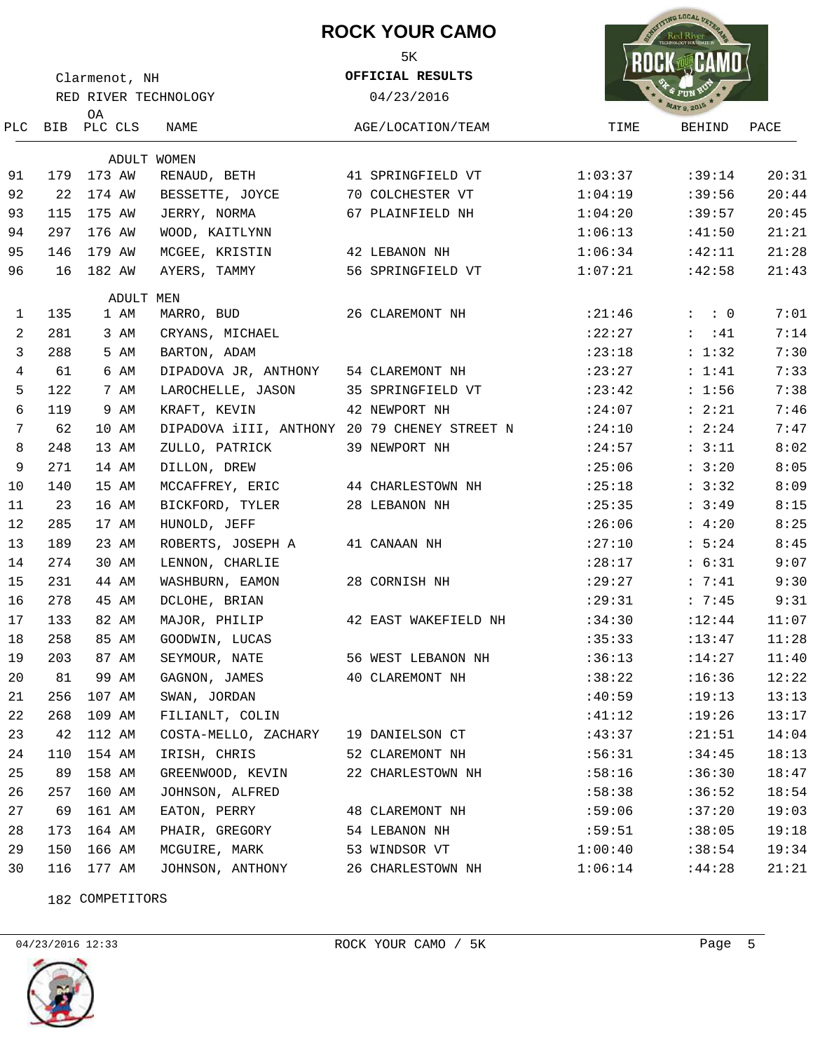# ROCK YOUR CAMO

5K

**OFFICIAL RESULTS**

04/23/2016

Clarmenot, NH

RED RIVER TECHNOLOGY

| PLC | BIB | OA PLC | CLS | NAME | AGE/LOCATION/TEAM | TIME | BEHIND | PACE |
|---|---|---|---|---|---|---|---|---|
| | | | | **ADULT WOMEN** | | | | |
| 91 | 179 | 173 | AW | RENAUD, BETH | 41 SPRINGFIELD VT | 1:03:37 | :39:14 | 20:31 |
| 92 | 22 | 174 | AW | BESSETTE, JOYCE | 70 COLCHESTER VT | 1:04:19 | :39:56 | 20:44 |
| 93 | 115 | 175 | AW | JERRY, NORMA | 67 PLAINFIELD NH | 1:04:20 | :39:57 | 20:45 |
| 94 | 297 | 176 | AW | WOOD, KAITLYNN | | 1:06:13 | :41:50 | 21:21 |
| 95 | 146 | 179 | AW | MCGEE, KRISTIN | 42 LEBANON NH | 1:06:34 | :42:11 | 21:28 |
| 96 | 16 | 182 | AW | AYERS, TAMMY | 56 SPRINGFIELD VT | 1:07:21 | :42:58 | 21:43 |
| | | | | **ADULT MEN** | | | | |
| 1 | 135 | 1 | AM | MARRO, BUD | 26 CLAREMONT NH | :21:46 | : : 0 | 7:01 |
| 2 | 281 | 3 | AM | CRYANS, MICHAEL | | :22:27 | : :41 | 7:14 |
| 3 | 288 | 5 | AM | BARTON, ADAM | | :23:18 | : 1:32 | 7:30 |
| 4 | 61 | 6 | AM | DIPADOVA JR, ANTHONY | 54 CLAREMONT NH | :23:27 | : 1:41 | 7:33 |
| 5 | 122 | 7 | AM | LAROCHELLE, JASON | 35 SPRINGFIELD VT | :23:42 | : 1:56 | 7:38 |
| 6 | 119 | 9 | AM | KRAFT, KEVIN | 42 NEWPORT NH | :24:07 | : 2:21 | 7:46 |
| 7 | 62 | 10 | AM | DIPADOVA iIII, ANTHONY | 20 79 CHENEY STREET N | :24:10 | : 2:24 | 7:47 |
| 8 | 248 | 13 | AM | ZULLO, PATRICK | 39 NEWPORT NH | :24:57 | : 3:11 | 8:02 |
| 9 | 271 | 14 | AM | DILLON, DREW | | :25:06 | : 3:20 | 8:05 |
| 10 | 140 | 15 | AM | MCCAFFREY, ERIC | 44 CHARLESTOWN NH | :25:18 | : 3:32 | 8:09 |
| 11 | 23 | 16 | AM | BICKFORD, TYLER | 28 LEBANON NH | :25:35 | : 3:49 | 8:15 |
| 12 | 285 | 17 | AM | HUNOLD, JEFF | | :26:06 | : 4:20 | 8:25 |
| 13 | 189 | 23 | AM | ROBERTS, JOSEPH A | 41 CANAAN NH | :27:10 | : 5:24 | 8:45 |
| 14 | 274 | 30 | AM | LENNON, CHARLIE | | :28:17 | : 6:31 | 9:07 |
| 15 | 231 | 44 | AM | WASHBURN, EAMON | 28 CORNISH NH | :29:27 | : 7:41 | 9:30 |
| 16 | 278 | 45 | AM | DCLOHE, BRIAN | | :29:31 | : 7:45 | 9:31 |
| 17 | 133 | 82 | AM | MAJOR, PHILIP | 42 EAST WAKEFIELD NH | :34:30 | :12:44 | 11:07 |
| 18 | 258 | 85 | AM | GOODWIN, LUCAS | | :35:33 | :13:47 | 11:28 |
| 19 | 203 | 87 | AM | SEYMOUR, NATE | 56 WEST LEBANON NH | :36:13 | :14:27 | 11:40 |
| 20 | 81 | 99 | AM | GAGNON, JAMES | 40 CLAREMONT NH | :38:22 | :16:36 | 12:22 |
| 21 | 256 | 107 | AM | SWAN, JORDAN | | :40:59 | :19:13 | 13:13 |
| 22 | 268 | 109 | AM | FILIANLT, COLIN | | :41:12 | :19:26 | 13:17 |
| 23 | 42 | 112 | AM | COSTA-MELLO, ZACHARY | 19 DANIELSON CT | :43:37 | :21:51 | 14:04 |
| 24 | 110 | 154 | AM | IRISH, CHRIS | 52 CLAREMONT NH | :56:31 | :34:45 | 18:13 |
| 25 | 89 | 158 | AM | GREENWOOD, KEVIN | 22 CHARLESTOWN NH | :58:16 | :36:30 | 18:47 |
| 26 | 257 | 160 | AM | JOHNSON, ALFRED | | :58:38 | :36:52 | 18:54 |
| 27 | 69 | 161 | AM | EATON, PERRY | 48 CLAREMONT NH | :59:06 | :37:20 | 19:03 |
| 28 | 173 | 164 | AM | PHAIR, GREGORY | 54 LEBANON NH | :59:51 | :38:05 | 19:18 |
| 29 | 150 | 166 | AM | MCGUIRE, MARK | 53 WINDSOR VT | 1:00:40 | :38:54 | 19:34 |
| 30 | 116 | 177 | AM | JOHNSON, ANTHONY | 26 CHARLESTOWN NH | 1:06:14 | :44:28 | 21:21 |

182 COMPETITORS